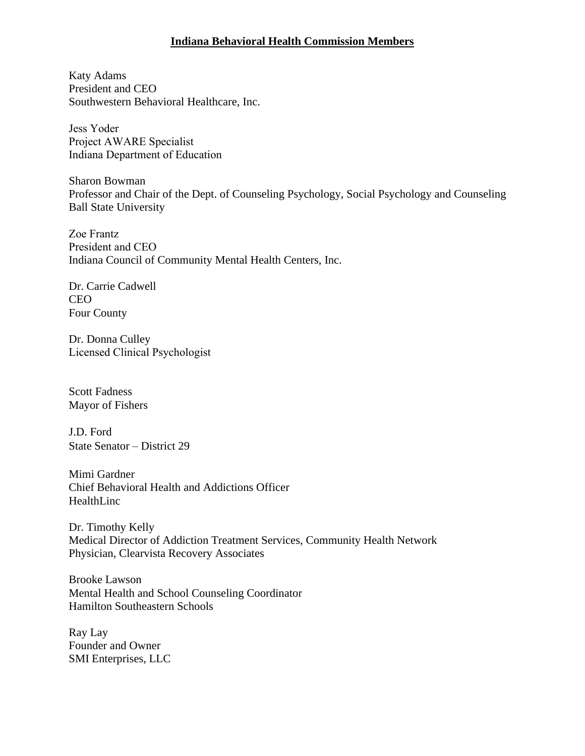# Indiana Behavioral Health Commission Members

Katy Adams
President and CEO
Southwestern Behavioral Healthcare, Inc.

Jess Yoder
Project AWARE Specialist
Indiana Department of Education

Sharon Bowman
Professor and Chair of the Dept. of Counseling Psychology, Social Psychology and Counseling
Ball State University

Zoe Frantz
President and CEO
Indiana Council of Community Mental Health Centers, Inc.

Dr. Carrie Cadwell
CEO
Four County

Dr. Donna Culley
Licensed Clinical Psychologist

Scott Fadness
Mayor of Fishers

J.D. Ford
State Senator – District 29

Mimi Gardner
Chief Behavioral Health and Addictions Officer
HealthLinc

Dr. Timothy Kelly
Medical Director of Addiction Treatment Services, Community Health Network
Physician, Clearvista Recovery Associates

Brooke Lawson
Mental Health and School Counseling Coordinator
Hamilton Southeastern Schools

Ray Lay
Founder and Owner
SMI Enterprises, LLC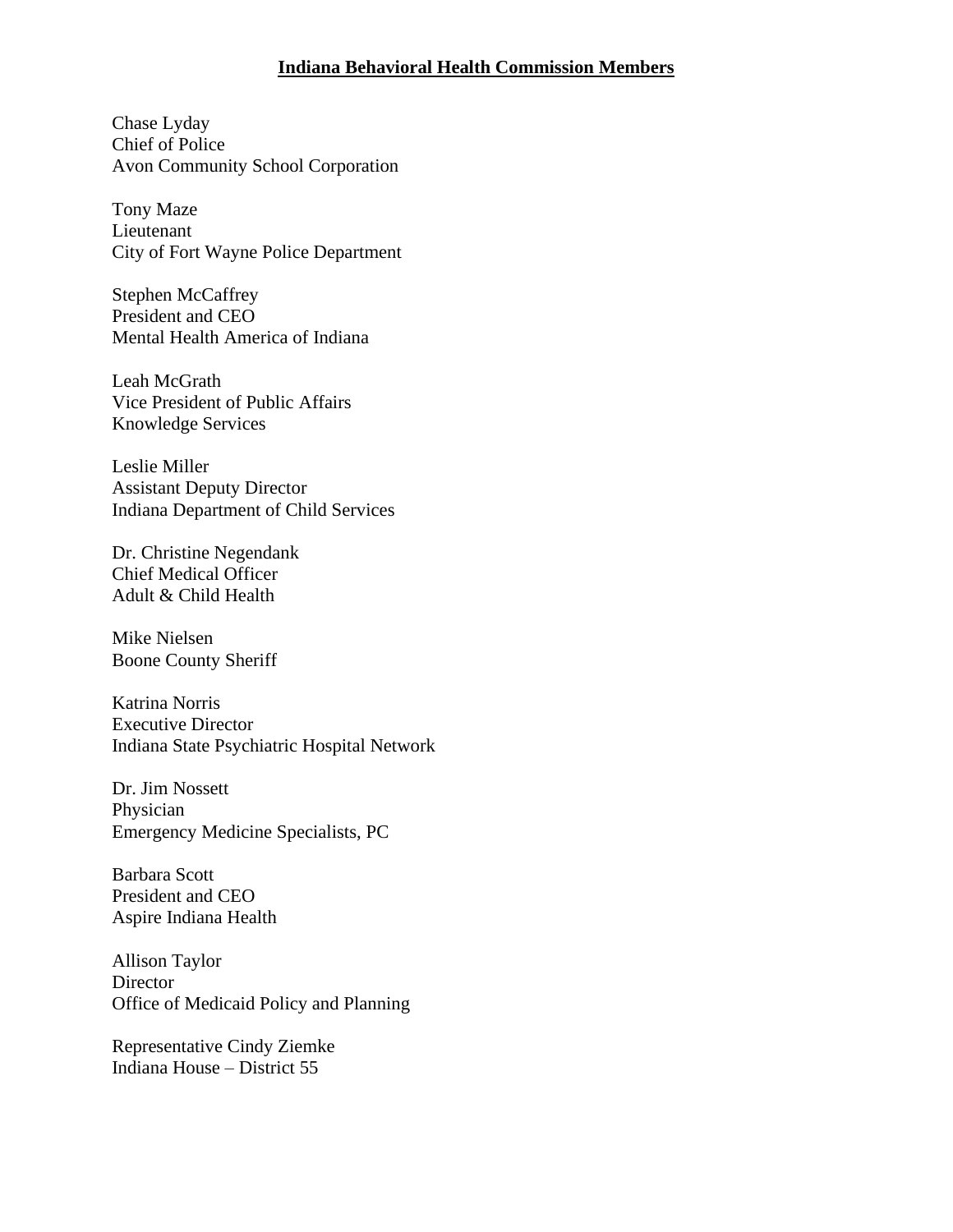# Indiana Behavioral Health Commission Members

Chase Lyday
Chief of Police
Avon Community School Corporation

Tony Maze
Lieutenant
City of Fort Wayne Police Department

Stephen McCaffrey
President and CEO
Mental Health America of Indiana

Leah McGrath
Vice President of Public Affairs
Knowledge Services

Leslie Miller
Assistant Deputy Director
Indiana Department of Child Services

Dr. Christine Negendank
Chief Medical Officer
Adult & Child Health

Mike Nielsen
Boone County Sheriff

Katrina Norris
Executive Director
Indiana State Psychiatric Hospital Network

Dr. Jim Nossett
Physician
Emergency Medicine Specialists, PC

Barbara Scott
President and CEO
Aspire Indiana Health

Allison Taylor
Director
Office of Medicaid Policy and Planning

Representative Cindy Ziemke
Indiana House – District 55